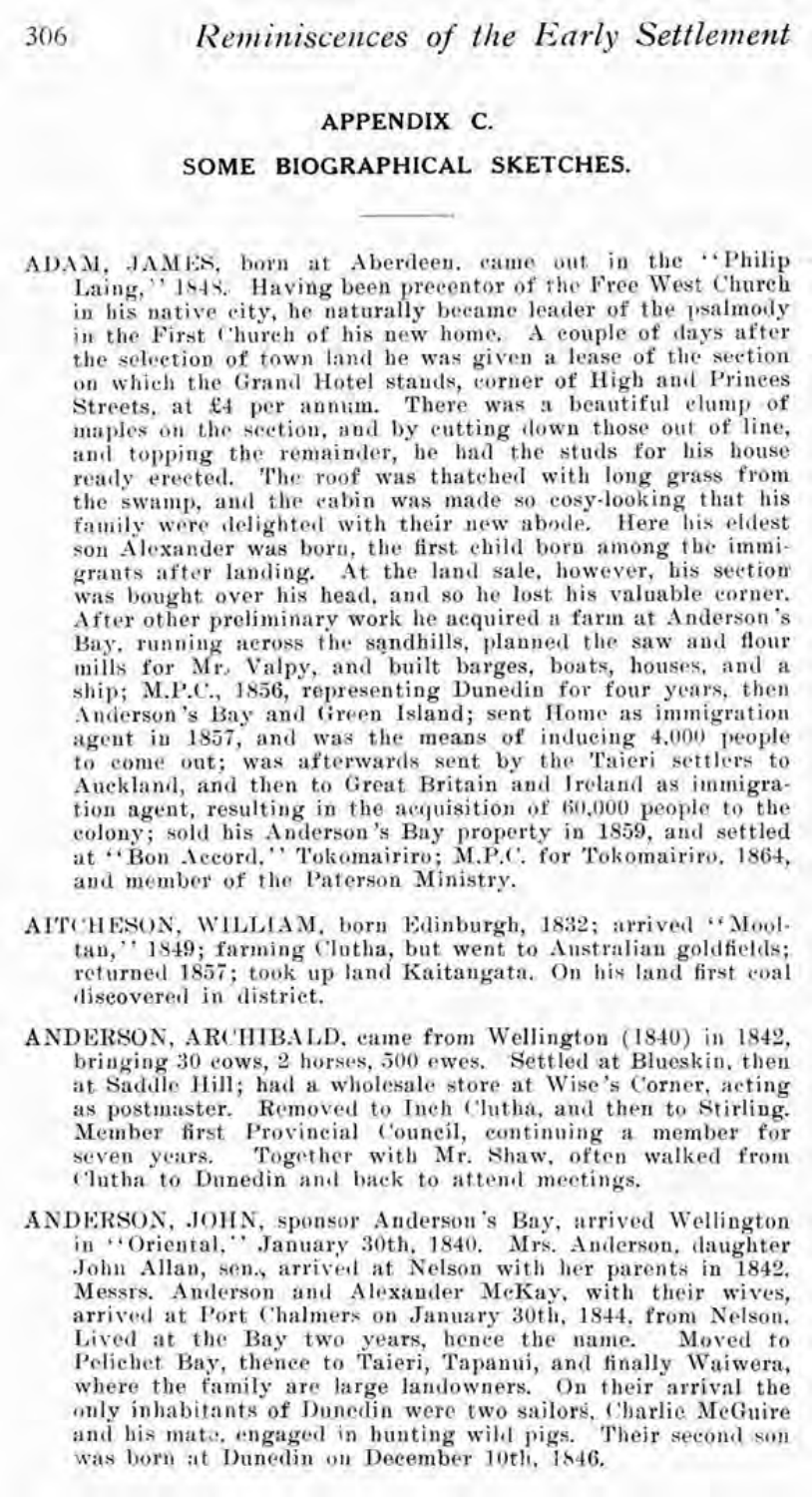## APPENDIX C.

## SOME BIOGRAPHICAL SKETCHES.

ADAM, JAMES, born at Aberdeen, came out in the "Philip Laing," 1848. Having been precentor of the Free West Church in his native city, he naturally became leader of the psalmody in the First Church of his new home. A couple of days after the selection of town land he was given a lease of the section on which the Grand Hotel stands, corner of High and Princes Streets, at £4 per annum. There was a beautiful clump of maples on the section, and by cutting down those out of line, and topping the remainder, he had the studs for his house ready erected. The roof was thatched with long grass from the swamp, and the cabin was made so cosy-looking that his family were delighted with their new abode. Here his eldest son Alexander was born, the first child born among the immigrants after landing. At the land sale, however, his section was bought over his head, and so he lost his valuable corner. After other preliminary work he acquired a farm at Anderson's Bay, running across the sandhills, planned the saw and flour mills for Mr. Valpy, and built barges, boats, houses, and a ship; M.P.C., 1856, representing Dunedin for four years, then Anderson's Bay and Green Island; sent Home as immigration agent in 1857, and was the means of inducing 4,000 people to come out; was afterwards sent by the Taieri settlers to Auckland, and then to Great Britain and Ireland as immigration agent, resulting in the acquisition of 60,000 people to the colony; sold his Anderson's Bay property in 1859, and settled at "Bon Accord," Tokomairiro; M.P.C. for Tokomairiro, 1864, and member of the Paterson Ministry.

AITCHESON, WILLIAM, born Edinburgh, 1832; arrived "Mooltan," 1849; farming Clutha, but went to Australian goldfields; returned 1857; took up land Kaitangata. On his land first coal discovered in district.

ANDERSON, ARCHIBALD, came from Wellington (1840) in 1842, bringing 30 cows, 2 horses, 500 ewes. Settled at Blueskin, then at Saddle Hill; had a wholesale store at Wise's Corner, acting as postmaster. Removed to Inch Clutha, and then to Stirling. Member first Provincial Council, continuing a member for seven years. Together with Mr. Shaw, often walked from Clutha to Dunedin and back to attend meetings.

ANDERSON, JOHN, sponsor Anderson's Bay, arrived Wellington in "Oriental," January 30th, 1840. Mrs. Anderson, daughter John Allan, sen., arrived at Nelson with her parents in 1842. Messrs. Anderson and Alexander McKay, with their wives, arrived at Port Chalmers on January 30th, 1844, from Nelson. Lived at the Bay two years, hence the name. Moved to Pelichet Bay, thence to Taieri, Tapanui, and finally Waiwera, where the family are large landowners. On their arrival the only inhabitants of Dunedin were two sailors, Charlie McGuire and his mate, engaged in hunting wild pigs. Their second son was born at Dunedin on December 10th, 1846.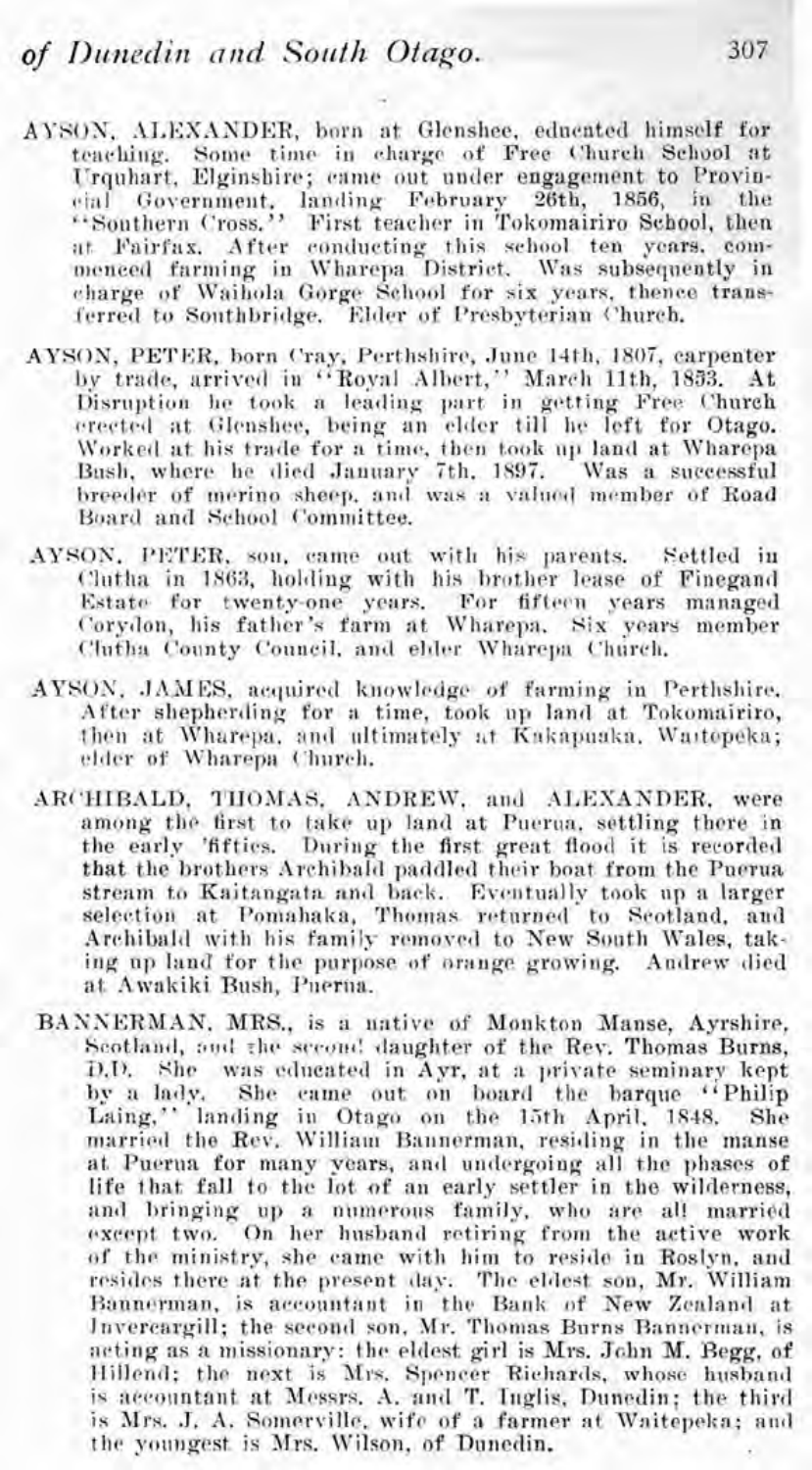**AYSON, ALEXANDER**, born at Glenshee, educated himself for teaching. Some time in charge of Free Church School at Urquhart, Elginshire; came out under engagement to Provincial Government, landing February 26th, 1856, in the "Southern Cross." First teacher in Tokomairiro School, then at Fairfax. After conducting this school ten years, commenced farming in Wharepa District. Was subsequently in charge of Waihola Gorge School for six years, thence transferred to Southbridge. Elder of Presbyterian Church.

**AYSON, PETER**, born Cray, Perthshire, June 14th, 1807, carpenter by trade, arrived in "Royal Albert," March 11th, 1853. At Disruption he took a leading part in getting Free Church erected at Glenshee, being an elder till he left for Otago. Worked at his trade for a time, then took up land at Wharepa Bush, where he died January 7th, 1897. Was a successful breeder of merino sheep, and was a valued member of Road Board and School Committee.

**AYSON, PETER**, son, came out with his parents. Settled in Clutha in 1863, holding with his brother lease of Finegand Estate for twenty-one years. For fifteen years managed Corydon, his father's farm at Wharepa. Six years member Clutha County Council, and elder Wharepa Church.

**AYSON, JAMES**, acquired knowledge of farming in Perthshire. After shepherding for a time, took up land at Tokomairiro, then at Wharepa, and ultimately at Kakapuaka, Waitepeka; elder of Wharepa Church.

**ARCHIBALD, THOMAS, ANDREW, and ALEXANDER**, were among the first to take up land at Puerua, settling there in the early 'fifties. During the first great flood it is recorded that the brothers Archibald paddled their boat from the Puerua stream to Kaitangata and back. Eventually took up a larger selection at Pomahaka, Thomas returned to Scotland, and Archibald with his family removed to New South Wales, taking up land for the purpose of orange growing. Andrew died at Awakiki Bush, Puerua.

**BANNERMAN, MRS.**, is a native of Monkton Manse, Ayrshire, Scotland, and the second daughter of the Rev. Thomas Burns, D.D. She was educated in Ayr, at a private seminary kept by a lady. She came out on board the barque "Philip Laing," landing in Otago on the 15th April, 1848. She married the Rev. William Bannerman, residing in the manse at Puerua for many years, and undergoing all the phases of life that fall to the lot of an early settler in the wilderness, and bringing up a numerous family, who are all married except two. On her husband retiring from the active work of the ministry, she came with him to reside in Roslyn, and resides there at the present day. The eldest son, Mr. William Bannerman, is accountant in the Bank of New Zealand at Invercargill; the second son, Mr. Thomas Burns Bannerman, is acting as a missionary: the eldest girl is Mrs. John M. Begg, of Hillend; the next is Mrs. Spencer Richards, whose husband is accountant at Messrs. A. and T. Inglis, Dunedin; the third is Mrs. J. A. Somerville, wife of a farmer at Waitepeka; and the youngest is Mrs. Wilson, of Dunedin.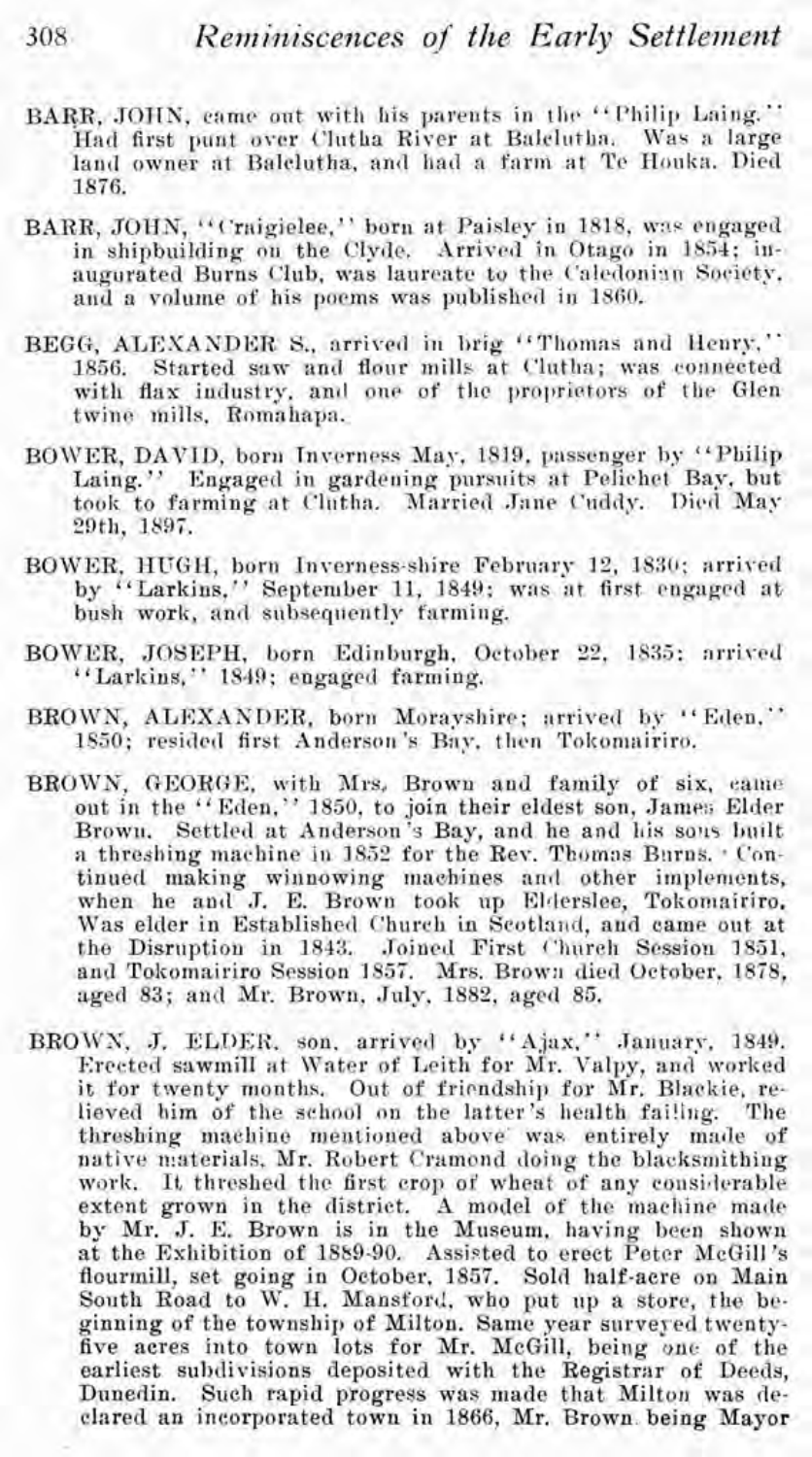BARR, JOHN, came out with his parents in the "Philip Laing." Had first punt over Clutha River at Balclutha. Was a large land owner at Balclutha, and had a farm at Te Houka. Died 1876.

BARR, JOHN, "Craigielee," born at Paisley in 1818, was engaged in shipbuilding on the Clyde. Arrived in Otago in 1854; inaugurated Burns Club, was laureate to the Caledonian Society, and a volume of his poems was published in 1860.

BEGG, ALEXANDER S., arrived in brig "Thomas and Henry," 1856. Started saw and flour mills at Clutha; was connected with flax industry, and one of the proprietors of the Glen twine mills, Romahapa.

BOWER, DAVID, born Inverness May, 1819, passenger by "Philip Laing." Engaged in gardening pursuits at Pelichet Bay, but took to farming at Clutha. Married Jane Cuddy. Died May 29th, 1897.

BOWER, HUGH, born Inverness-shire February 12, 1830; arrived by "Larkins," September 11, 1849; was at first engaged at bush work, and subsequently farming.

BOWER, JOSEPH, born Edinburgh, October 22, 1835; arrived "Larkins," 1849; engaged farming.

BROWN, ALEXANDER, born Morayshire; arrived by "Eden," 1850; resided first Anderson's Bay, then Tokomairiro.

BROWN, GEORGE, with Mrs. Brown and family of six, came out in the "Eden," 1850, to join their eldest son, James Elder Brown. Settled at Anderson's Bay, and he and his sons built a threshing machine in 1852 for the Rev. Thomas Burns. Continued making winnowing machines and other implements, when he and J. E. Brown took up Elderslee, Tokomairiro. Was elder in Established Church in Scotland, and came out at the Disruption in 1843. Joined First Church Session 1851, and Tokomairiro Session 1857. Mrs. Brown died October, 1878, aged 83; and Mr. Brown, July, 1882, aged 85.

BROWN, J. ELDER, son, arrived by "Ajax," January, 1849. Erected sawmill at Water of Leith for Mr. Valpy, and worked it for twenty months. Out of friendship for Mr. Blackie, relieved him of the school on the latter's health failing. The threshing machine mentioned above was entirely made of native materials, Mr. Robert Cramond doing the blacksmithing work. It threshed the first crop of wheat of any considerable extent grown in the district. A model of the machine made by Mr. J. E. Brown is in the Museum, having been shown at the Exhibition of 1889-90. Assisted to erect Peter McGill's flourmill, set going in October, 1857. Sold half-acre on Main South Road to W. H. Mansford, who put up a store, the beginning of the township of Milton. Same year surveyed twenty-five acres into town lots for Mr. McGill, being one of the earliest subdivisions deposited with the Registrar of Deeds, Dunedin. Such rapid progress was made that Milton was declared an incorporated town in 1866, Mr. Brown being Mayor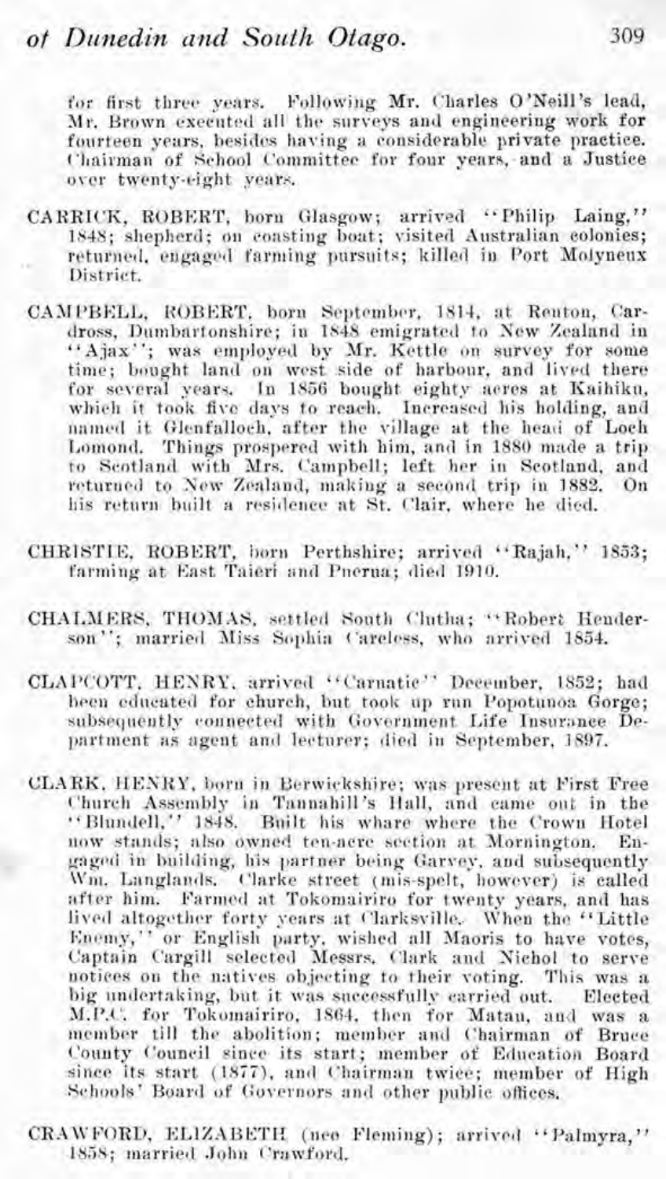for first three years. Following Mr. Charles O'Neill's lead, Mr. Brown executed all the surveys and engineering work for fourteen years, besides having a considerable private practice. Chairman of School Committee for four years, and a Justice over twenty-eight years.

CARRICK, ROBERT, born Glasgow; arrived "Philip Laing," 1848; shepherd; on coasting boat; visited Australian colonies; returned, engaged farming pursuits; killed in Port Molyneux District.

CAMPBELL, ROBERT, born September, 1814, at Renton, Cardross, Dumbartonshire; in 1848 emigrated to New Zealand in "Ajax"; was employed by Mr. Kettle on survey for some time; bought land on west side of harbour, and lived there for several years. In 1856 bought eighty acres at Kaihiku, which it took five days to reach. Increased his holding, and named it Glenfalloch, after the village at the head of Loch Lomond. Things prospered with him, and in 1880 made a trip to Scotland with Mrs. Campbell; left her in Scotland, and returned to New Zealand, making a second trip in 1882. On his return built a residence at St. Clair, where he died.

CHRISTIE, ROBERT, born Perthshire; arrived "Rajah," 1853; farming at East Taieri and Puerua; died 1910.

CHALMERS, THOMAS, settled South Clutha; "Robert Henderson"; married Miss Sophia Careless, who arrived 1854.

CLAPCOTT, HENRY, arrived "Carnatic" December, 1852; had been educated for church, but took up run Popotunoa Gorge; subsequently connected with Government Life Insurance Department as agent and lecturer; died in September, 1897.

CLARK, HENRY, born in Berwickshire; was present at First Free Church Assembly in Tannahill's Hall, and came out in the "Blundell," 1848. Built his whare where the Crown Hotel now stands; also owned ten-acre section at Mornington. Engaged in building, his partner being Garvey, and subsequently Wm. Langlands. Clarke street (mis-spelt, however) is called after him. Farmed at Tokomairiro for twenty years, and has lived altogether forty years at Clarksville. When the "Little Enemy," or English party, wished all Maoris to have votes, Captain Cargill selected Messrs. Clark and Nichol to serve notices on the natives objecting to their voting. This was a big undertaking, but it was successfully carried out. Elected M.P.C. for Tokomairiro, 1864, then for Matau, and was a member till the abolition; member and Chairman of Bruce County Council since its start; member of Education Board since its start (1877), and Chairman twice; member of High Schools' Board of Governors and other public offices.

CRAWFORD, ELIZABETH (nee Fleming); arrived "Palmyra," 1858; married John Crawford.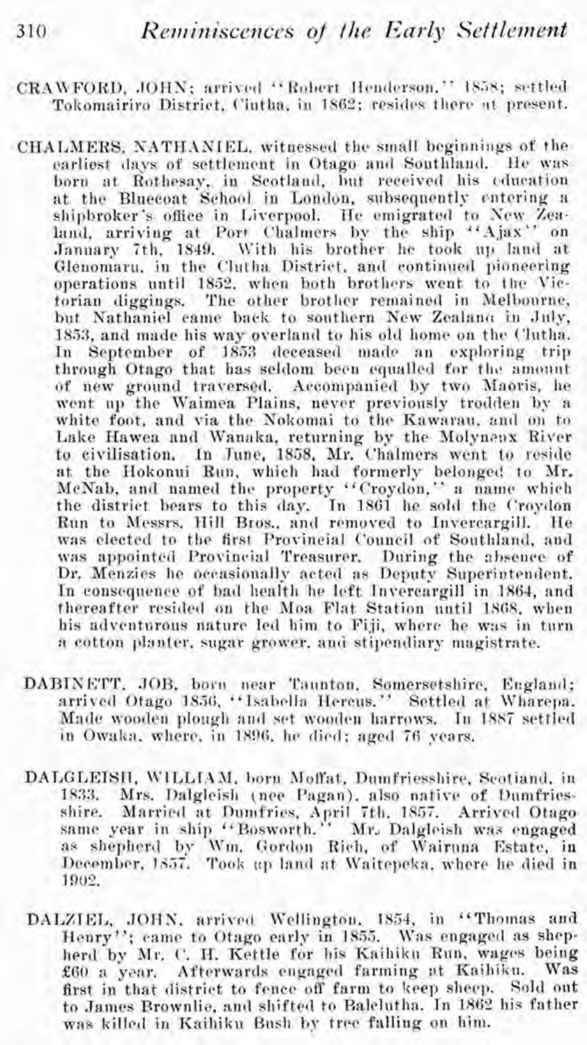**CRAWFORD, JOHN**; arrived "Robert Henderson," 1858; settled Tokomairiro District, Clutha, in 1862; resides there at present.

**CHALMERS, NATHANIEL**, witnessed the small beginnings of the earliest days of settlement in Otago and Southland. He was born at Rothesay, in Scotland, but received his education at the Bluecoat School in London, subsequently entering a shipbroker's office in Liverpool. He emigrated to New Zealand, arriving at Port Chalmers by the ship "Ajax" on January 7th, 1849. With his brother he took up land at Glenomaru, in the Clutha District, and continued pioneering operations until 1852, when both brothers went to the Victorian diggings. The other brother remained in Melbourne, but Nathaniel came back to southern New Zealand in July, 1853, and made his way overland to his old home on the Clutha. In September of 1853 deceased made an exploring trip through Otago that has seldom been equalled for the amount of new ground traversed. Accompanied by two Maoris, he went up the Waimea Plains, never previously trodden by a white foot, and via the Nokomai to the Kawarau, and on to Lake Hawea and Wanaka, returning by the Molyneux River to civilisation. In June, 1858, Mr. Chalmers went to reside at the Hokonui Run, which had formerly belonged to Mr. McNab, and named the property "Croydon," a name which the district bears to this day. In 1861 he sold the Croydon Run to Messrs. Hill Bros., and removed to Invercargill. He was elected to the first Provincial Council of Southland, and was appointed Provincial Treasurer. During the absence of Dr. Menzies he occasionally acted as Deputy Superintendent. In consequence of bad health he left Invercargill in 1864, and thereafter resided on the Moa Flat Station until 1868, when his adventurous nature led him to Fiji, where he was in turn a cotton planter, sugar grower, and stipendiary magistrate.

**DABINETT, JOB**, born near Taunton, Somersetshire, England; arrived Otago 1856, "Isabella Hercus." Settled at Wharepa. Made wooden plough and set wooden harrows. In 1887 settled in Owaka, where, in 1896, he died; aged 76 years.

**DALGLEISH, WILLIAM**, born Moffat, Dumfriesshire, Scotland, in 1833. Mrs. Dalgleish (nee Pagan), also native of Dumfriesshire. Married at Dumfries, April 7th, 1857. Arrived Otago same year in ship "Bosworth." Mr. Dalgleish was engaged as shepherd by Wm. Gordon Rich, of Wairuna Estate, in December, 1857. Took up land at Waitepeka, where he died in 1902.

**DALZIEL, JOHN**, arrived Wellington, 1854, in "Thomas and Henry"; came to Otago early in 1855. Was engaged as shepherd by Mr. C. H. Kettle for his Kaihiku Run, wages being £60 a year. Afterwards engaged farming at Kaihiku. Was first in that district to fence off farm to keep sheep. Sold out to James Brownlie, and shifted to Balclutha. In 1862 his father was killed in Kaihiku Bush by tree falling on him.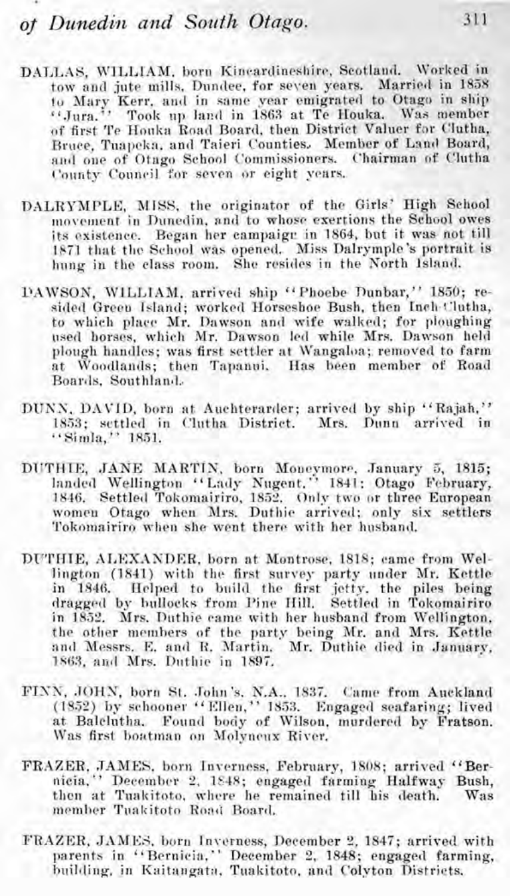DALLAS, WILLIAM, born Kincardineshire, Scotland. Worked in tow and jute mills, Dundee, for seven years. Married in 1858 to Mary Kerr, and in same year emigrated to Otago in ship "Jura." Took up land in 1863 at Te Houka. Was member of first Te Houka Road Board, then District Valuer for Clutha, Bruce, Tuapeka, and Taieri Counties. Member of Land Board, and one of Otago School Commissioners. Chairman of Clutha County Council for seven or eight years.

DALRYMPLE, MISS, the originator of the Girls' High School movement in Dunedin, and to whose exertions the School owes its existence. Began her campaign in 1864, but it was not till 1871 that the School was opened. Miss Dalrymple's portrait is hung in the class room. She resides in the North Island.

DAWSON, WILLIAM, arrived ship "Phoebe Dunbar," 1850; resided Green Island; worked Horseshoe Bush, then Inch Clutha, to which place Mr. Dawson and wife walked; for ploughing used horses, which Mr. Dawson led while Mrs. Dawson held plough handles; was first settler at Wangaloa; removed to farm at Woodlands; then Tapanui. Has been member of Road Boards, Southland.

DUNN, DAVID, born at Auchterarder; arrived by ship "Rajah," 1853; settled in Clutha District. Mrs. Dunn arrived in "Simla," 1851.

DUTHIE, JANE MARTIN, born Moneymore, January 5, 1815; landed Wellington "Lady Nugent," 1841: Otago February, 1846. Settled Tokomairiro, 1852. Only two or three European women Otago when Mrs. Duthie arrived; only six settlers Tokomairiro when she went there with her husband.

DUTHIE, ALEXANDER, born at Montrose, 1818; came from Wellington (1841) with the first survey party under Mr. Kettle in 1846. Helped to build the first jetty, the piles being dragged by bullocks from Pine Hill. Settled in Tokomairiro in 1852. Mrs. Duthie came with her husband from Wellington, the other members of the party being Mr. and Mrs. Kettle and Messrs. E. and R. Martin. Mr. Duthie died in January, 1863, and Mrs. Duthie in 1897.

FINN, JOHN, born St. John's, N.A., 1837. Came from Auckland (1852) by schooner "Ellen," 1853. Engaged seafaring; lived at Balclutha. Found body of Wilson, murdered by Fratson. Was first boatman on Molyneux River.

FRAZER, JAMES, born Inverness, February, 1808; arrived "Bernicia," December 2, 1848; engaged farming Halfway Bush, then at Tuakitoto, where he remained till his death. Was member Tuakitoto Road Board.

FRAZER, JAMES, born Inverness, December 2, 1847; arrived with parents in "Bernicia," December 2, 1848; engaged farming, building, in Kaitangata, Tuakitoto, and Colyton Districts.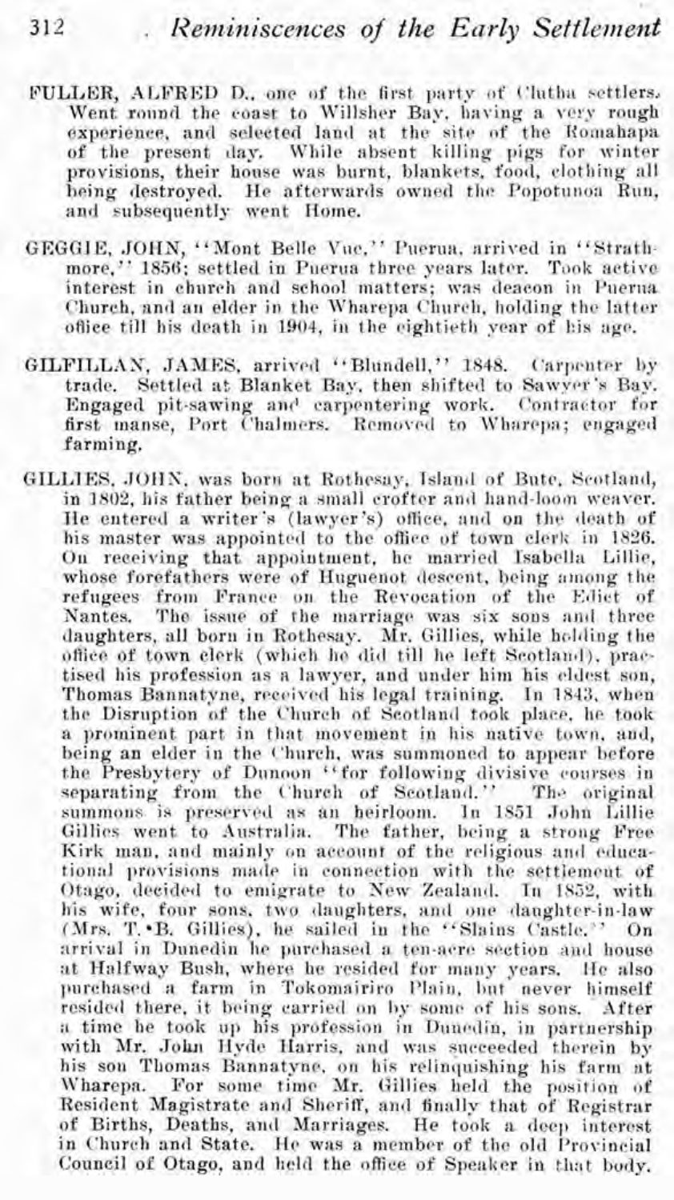FULLER, ALFRED D., one of the first party of Clutha settlers. Went round the coast to Willsher Bay, having a very rough experience, and selected land at the site of the Romahapa of the present day. While absent killing pigs for winter provisions, their house was burnt, blankets, food, clothing all being destroyed. He afterwards owned the Popotunoa Run, and subsequently went Home.

GEGGIE, JOHN, "Mont Belle Vue," Puerua, arrived in "Strathmore," 1856; settled in Puerua three years later. Took active interest in church and school matters; was deacon in Puerua Church, and an elder in the Wharepa Church, holding the latter office till his death in 1904, in the eightieth year of his age.

GILFILLAN, JAMES, arrived "Blundell," 1848. Carpenter by trade. Settled at Blanket Bay, then shifted to Sawyer's Bay. Engaged pit-sawing and carpentering work. Contractor for first manse, Port Chalmers. Removed to Wharepa; engaged farming.

GILLIES, JOHN, was born at Rothesay, Island of Bute, Scotland, in 1802, his father being a small crofter and hand-loom weaver. He entered a writer's (lawyer's) office, and on the death of his master was appointed to the office of town clerk in 1826. On receiving that appointment, he married Isabella Lillie, whose forefathers were of Huguenot descent, being among the refugees from France on the Revocation of the Edict of Nantes. The issue of the marriage was six sons and three daughters, all born in Rothesay. Mr. Gillies, while holding the office of town clerk (which he did till he left Scotland), practised his profession as a lawyer, and under him his eldest son, Thomas Bannatyne, received his legal training. In 1843, when the Disruption of the Church of Scotland took place, he took a prominent part in that movement in his native town, and, being an elder in the Church, was summoned to appear before the Presbytery of Dunoon "for following divisive courses in separating from the Church of Scotland." The original summons is preserved as an heirloom. In 1851 John Lillie Gillies went to Australia. The father, being a strong Free Kirk man, and mainly on account of the religious and educational provisions made in connection with the settlement of Otago, decided to emigrate to New Zealand. In 1852, with his wife, four sons, two daughters, and one daughter-in-law (Mrs. T. B. Gillies), he sailed in the "Slains Castle." On arrival in Dunedin he purchased a ten-acre section and house at Halfway Bush, where he resided for many years. He also purchased a farm in Tokomairiro Plain, but never himself resided there, it being carried on by some of his sons. After a time he took up his profession in Dunedin, in partnership with Mr. John Hyde Harris, and was succeeded therein by his son Thomas Bannatyne, on his relinquishing his farm at Wharepa. For some time Mr. Gillies held the position of Resident Magistrate and Sheriff, and finally that of Registrar of Births, Deaths, and Marriages. He took a deep interest in Church and State. He was a member of the old Provincial Council of Otago, and held the office of Speaker in that body.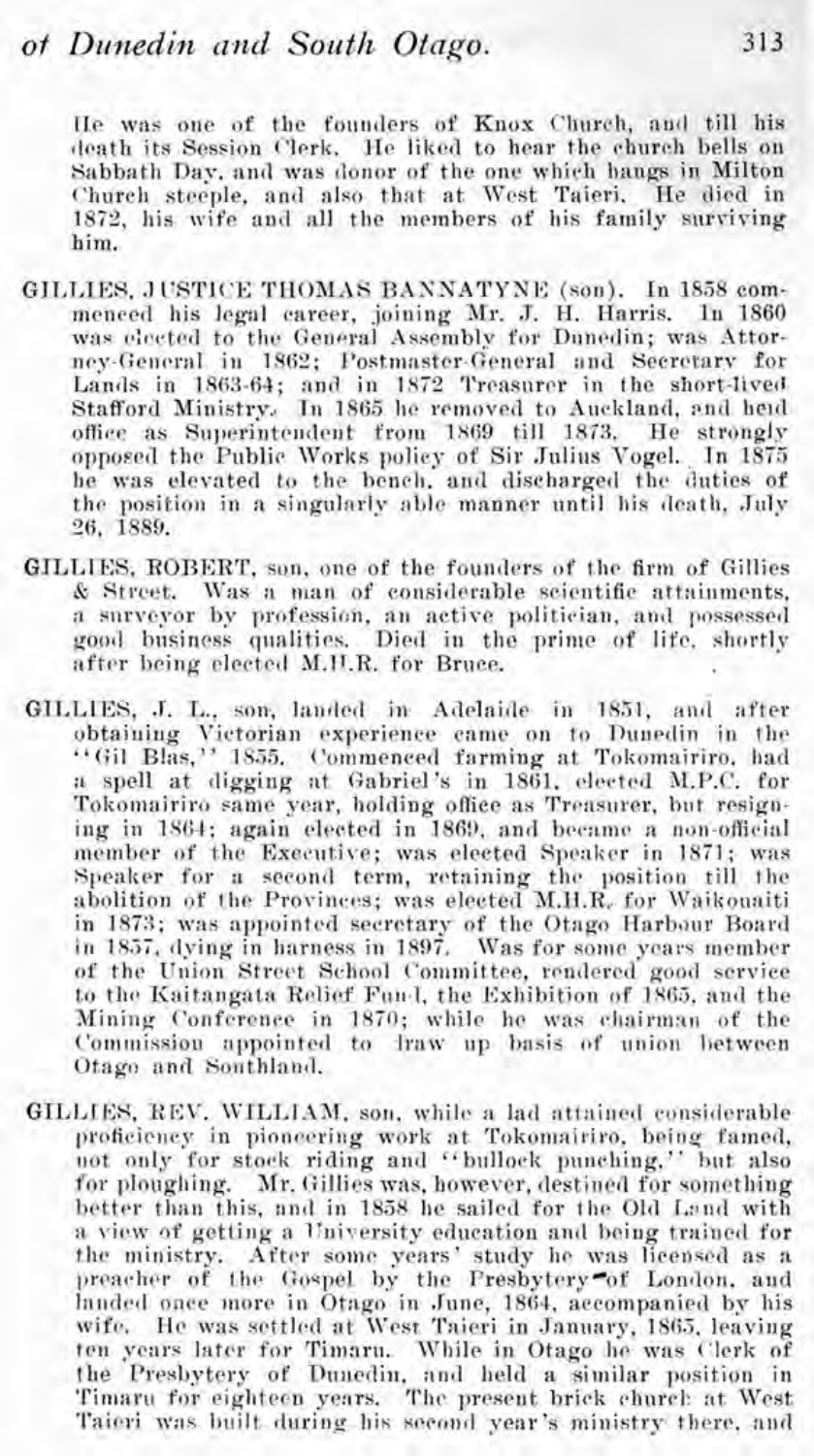He was one of the founders of Knox Church, and till his death its Session Clerk. He liked to hear the church bells on Sabbath Day, and was donor of the one which hangs in Milton Church steeple, and also that at West Taieri. He died in 1872, his wife and all the members of his family surviving him.

**GILLIES, JUSTICE THOMAS BANNATYNE** (son). In 1858 commenced his legal career, joining Mr. J. H. Harris. In 1860 was elected to the General Assembly for Dunedin; was Attorney-General in 1862; Postmaster-General and Secretary for Lands in 1863-64; and in 1872 Treasurer in the short-lived Stafford Ministry. In 1865 he removed to Auckland, and held office as Superintendent from 1869 till 1873. He strongly opposed the Public Works policy of Sir Julius Vogel. In 1875 he was elevated to the bench, and discharged the duties of the position in a singularly able manner until his death, July 26, 1889.

**GILLIES, ROBERT**, son, one of the founders of the firm of Gillies & Street. Was a man of considerable scientific attainments, a surveyor by profession, an active politician, and possessed good business qualities. Died in the prime of life, shortly after being elected M.H.R. for Bruce.

**GILLIES, J. L.**, son, landed in Adelaide in 1851, and after obtaining Victorian experience came on to Dunedin in the "Gil Blas," 1855. Commenced farming at Tokomairiro, had a spell at digging at Gabriel's in 1861, elected M.P.C. for Tokomairiro same year, holding office as Treasurer, but resigning in 1864; again elected in 1869, and became a non-official member of the Executive; was elected Speaker in 1871; was Speaker for a second term, retaining the position till the abolition of the Provinces; was elected M.H.R. for Waikouaiti in 1873; was appointed secretary of the Otago Harbour Board in 1857, dying in harness in 1897. Was for some years member of the Union Street School Committee, rendered good service to the Kaitangata Relief Fund, the Exhibition of 1865, and the Mining Conference in 1870; while he was chairman of the Commission appointed to draw up basis of union between Otago and Southland.

**GILLIES, REV. WILLIAM**, son, while a lad attained considerable proficiency in pioneering work at Tokomairiro, being famed, not only for stock riding and "bullock punching," but also for ploughing. Mr. Gillies was, however, destined for something better than this, and in 1858 he sailed for the Old Land with a view of getting a University education and being trained for the ministry. After some years' study he was licensed as a preacher of the Gospel by the Presbytery of London, and landed once more in Otago in June, 1864, accompanied by his wife. He was settled at West Taieri in January, 1865, leaving ten years later for Timaru. While in Otago he was Clerk of the Presbytery of Dunedin, and held a similar position in Timaru for eighteen years. The present brick church at West Taieri was built during his second year's ministry there, and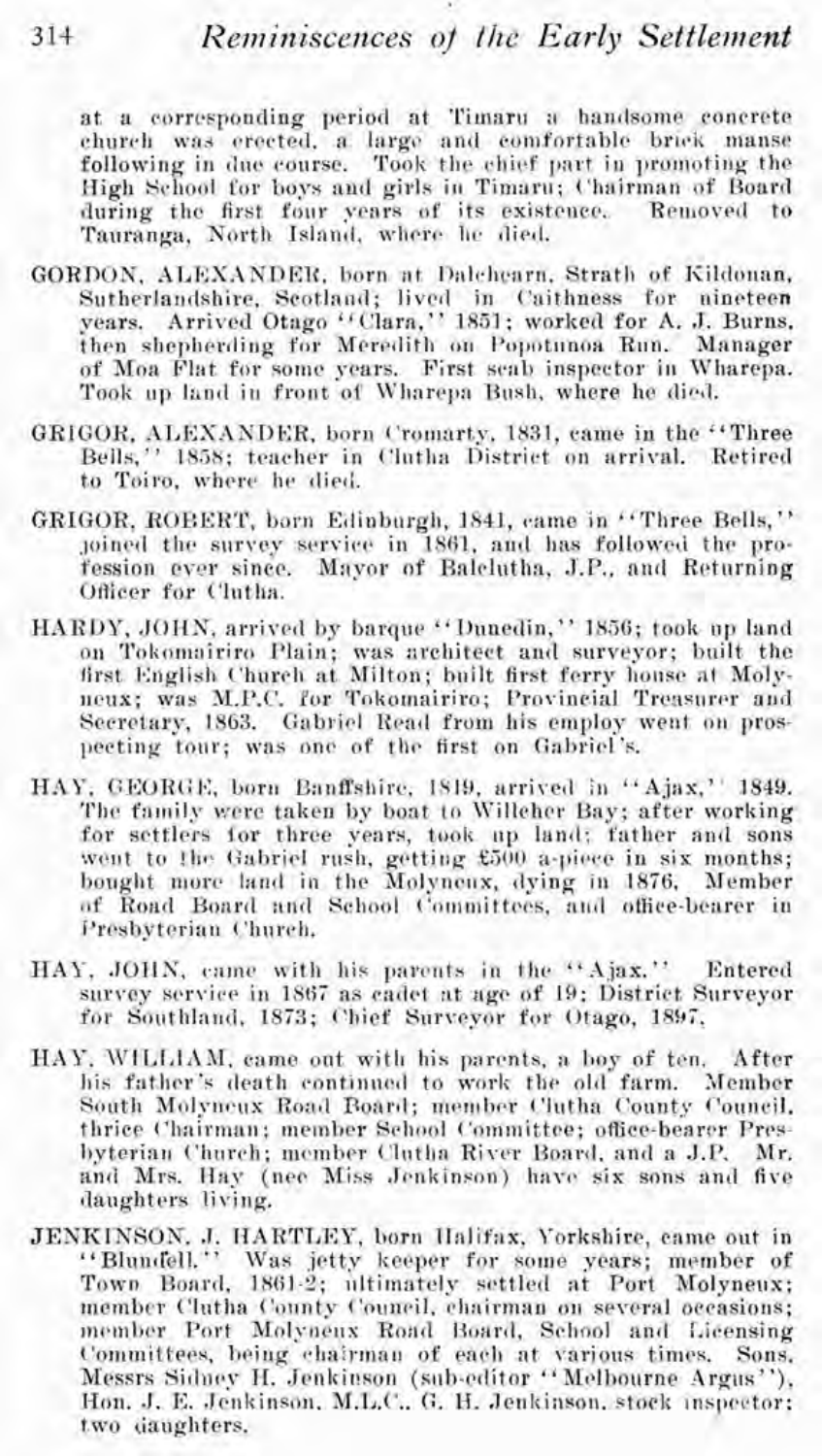at a corresponding period at Timaru a handsome concrete church was erected, a large and comfortable brick manse following in due course. Took the chief part in promoting the High School for boys and girls in Timaru; Chairman of Board during the first four years of its existence. Removed to Tauranga, North Island, where he died.

**GORDON, ALEXANDER**, born at Dalchearn, Strath of Kildonan, Sutherlandshire, Scotland; lived in Caithness for nineteen years. Arrived Otago "Clara," 1851; worked for A. J. Burns, then shepherding for Meredith on Popotunoa Run. Manager of Moa Flat for some years. First scab inspector in Wharepa. Took up land in front of Wharepa Bush, where he died.

**GRIGOR, ALEXANDER**, born Cromarty, 1831, came in the "Three Bells," 1858; teacher in Clutha District on arrival. Retired to Toiro, where he died.

**GRIGOR, ROBERT**, born Edinburgh, 1841, came in "Three Bells," joined the survey service in 1861, and has followed the profession ever since. Mayor of Balclutha, J.P., and Returning Officer for Clutha.

**HARDY, JOHN**, arrived by barque "Dunedin," 1856; took up land on Tokomairiro Plain; was architect and surveyor; built the first English Church at Milton; built first ferry house at Molyneux; was M.P.C. for Tokomairiro; Provincial Treasurer and Secretary, 1863. Gabriel Read from his employ went on prospecting tour; was one of the first on Gabriel's.

**HAY, GEORGE**, born Banffshire, 1819, arrived in "Ajax," 1849. The family were taken by boat to Willeher Bay; after working for settlers for three years, took up land; father and sons went to the Gabriel rush, getting £500 a-piece in six months; bought more land in the Molyneux, dying in 1876. Member of Road Board and School Committees, and office-bearer in Presbyterian Church.

**HAY, JOHN**, came with his parents in the "Ajax." Entered survey service in 1867 as cadet at age of 19; District Surveyor for Southland, 1873; Chief Surveyor for Otago, 1897.

**HAY, WILLIAM**, came out with his parents, a boy of ten. After his father's death continued to work the old farm. Member South Molyneux Road Board; member Clutha County Council, thrice Chairman; member School Committee; office-bearer Presbyterian Church; member Clutha River Board, and a J.P. Mr. and Mrs. Hay (nee Miss Jenkinson) have six sons and five daughters living.

**JENKINSON, J. HARTLEY**, born Halifax, Yorkshire, came out in "Blundell." Was jetty keeper for some years; member of Town Board, 1861-2; ultimately settled at Port Molyneux; member Clutha County Council, chairman on several occasions; member Port Molyneux Road Board, School and Licensing Committees, being chairman of each at various times. Sons, Messrs Sidney H. Jenkinson (sub-editor "Melbourne Argus"), Hon. J. E. Jenkinson, M.L.C., G. H. Jenkinson, stock inspector; two daughters.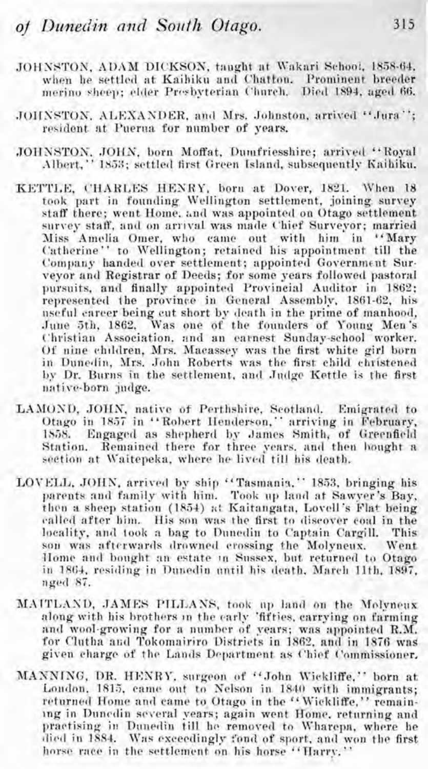JOHNSTON, ADAM DICKSON, taught at Wakari School, 1858-64, when he settled at Kaihiku and Chatton. Prominent breeder merino sheep; elder Presbyterian Church. Died 1894, aged 66.

JOHNSTON, ALEXANDER, and Mrs. Johnston, arrived "Jura"; resident at Puerua for number of years.

JOHNSTON, JOHN, born Moffat, Dumfriesshire; arrived "Royal Albert," 1853; settled first Green Island, subsequently Kaihiku.

KETTLE, CHARLES HENRY, born at Dover, 1821. When 18 took part in founding Wellington settlement, joining survey staff there; went Home, and was appointed on Otago settlement survey staff, and on arrival was made Chief Surveyor; married Miss Amelia Omer, who came out with him in "Mary Catherine" to Wellington; retained his appointment till the Company handed over settlement; appointed Government Surveyor and Registrar of Deeds; for some years followed pastoral pursuits, and finally appointed Provincial Auditor in 1862; represented the province in General Assembly, 1861-62, his useful career being cut short by death in the prime of manhood, June 5th, 1862. Was one of the founders of Young Men's Christian Association, and an earnest Sunday-school worker. Of nine children, Mrs. Macassey was the first white girl born in Dunedin, Mrs. John Roberts was the first child christened by Dr. Burns in the settlement, and Judge Kettle is the first native-born judge.

LAMOND, JOHN, native of Perthshire, Scotland. Emigrated to Otago in 1857 in "Robert Henderson," arriving in February, 1858. Engaged as shepherd by James Smith, of Greenfield Station. Remained there for three years, and then bought a section at Waitepeka, where he lived till his death.

LOVELL, JOHN, arrived by ship "Tasmania," 1853, bringing his parents and family with him. Took up land at Sawyer's Bay, then a sheep station (1854) at Kaitangata, Lovell's Flat being called after him. His son was the first to discover coal in the locality, and took a bag to Dunedin to Captain Cargill. This son was afterwards drowned crossing the Molyneux. Went Home and bought an estate in Sussex, but returned to Otago in 1864, residing in Dunedin until his death, March 11th, 1897, aged 87.

MAITLAND, JAMES PILLANS, took up land on the Molyneux along with his brothers in the early 'fifties, carrying on farming and wool-growing for a number of years; was appointed R.M. for Clutha and Tokomairiro Districts in 1862, and in 1876 was given charge of the Lands Department as Chief Commissioner.

MANNING, DR. HENRY, surgeon of "John Wickliffe," born at London, 1815, came out to Nelson in 1840 with immigrants; returned Home and came to Otago in the "Wickliffe," remaining in Dunedin several years; again went Home, returning and practising in Dunedin till he removed to Wharepa, where he died in 1884. Was exceedingly fond of sport, and won the first horse race in the settlement on his horse "Harry."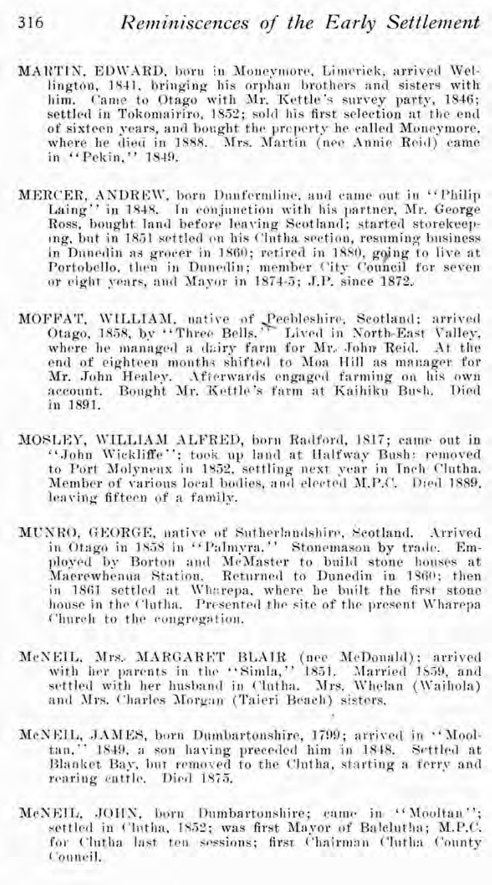**MARTIN, EDWARD**, born in Moneymore, Limerick, arrived Wellington, 1841, bringing his orphan brothers and sisters with him. Came to Otago with Mr. Kettle's survey party, 1846; settled in Tokomairiro, 1852; sold his first selection at the end of sixteen years, and bought the property he called Moneymore, where he died in 1888. Mrs. Martin (nee Annie Reid) came in "Pekin," 1849.

**MERCER, ANDREW**, born Dunfermline, and came out in "Philip Laing" in 1848. In conjunction with his partner, Mr. George Ross, bought land before leaving Scotland; started storekeeping, but in 1851 settled on his Clutha section, resuming business in Dunedin as grocer in 1860; retired in 1880, going to live at Portobello, then in Dunedin; member City Council for seven or eight years, and Mayor in 1874-5; J.P. since 1872.

**MOFFAT, WILLIAM**, native of Peebleshire, Scotland; arrived Otago, 1858, by "Three Bells." Lived in North-East Valley, where he managed a dairy farm for Mr. John Reid. At the end of eighteen months shifted to Moa Hill as manager for Mr. John Healey. Afterwards engaged farming on his own account. Bought Mr. Kettle's farm at Kaihiku Bush. Died in 1891.

**MOSLEY, WILLIAM ALFRED**, born Radford, 1817; came out in "John Wickliffe"; took up land at Halfway Bush; removed to Port Molyneux in 1852, settling next year in Inch Clutha. Member of various local bodies, and elected M.P.C. Died 1889, leaving fifteen of a family.

**MUNRO, GEORGE**, native of Sutherlandshire, Scotland. Arrived in Otago in 1858 in "Palmyra." Stonemason by trade. Employed by Borton and McMaster to build stone houses at Maerewhenua Station. Returned to Dunedin in 1860; then in 1861 settled at Wharepa, where he built the first stone house in the Clutha. Presented the site of the present Wharepa Church to the congregation.

**McNEIL, Mrs. MARGARET BLAIR** (nee McDonald); arrived with her parents in the "Simla," 1851. Married 1859, and settled with her husband in Clutha. Mrs. Whelan (Waihola) and Mrs. Charles Morgan (Taieri Beach) sisters.

**McNEIL, JAMES**, born Dumbartonshire, 1799; arrived in "Mooltan," 1849, a son having preceded him in 1848. Settled at Blanket Bay, but removed to the Clutha, starting a ferry and rearing cattle. Died 1875.

**McNEIL, JOHN**, born Dumbartonshire; came in "Mooltan"; settled in Clutha, 1852; was first Mayor of Balclutha; M.P.C. for Clutha last ten sessions; first Chairman Clutha County Council.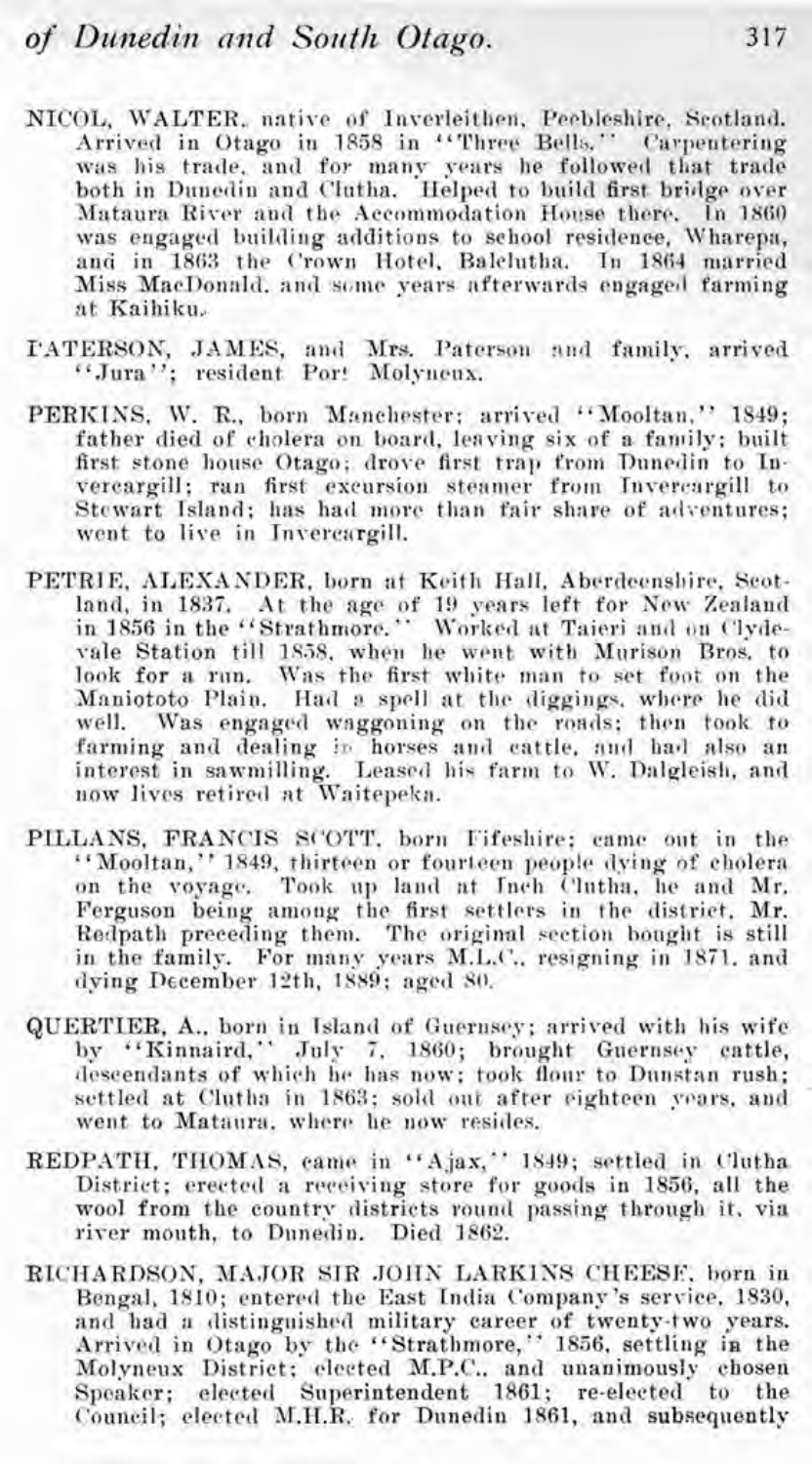NICOL, WALTER, native of Inverleithen, Peebleshire, Scotland. Arrived in Otago in 1858 in "Three Bells." Carpentering was his trade, and for many years he followed that trade both in Dunedin and Clutha. Helped to build first bridge over Mataura River and the Accommodation House there. In 1860 was engaged building additions to school residence, Wharepa, and in 1863 the Crown Hotel, Balclutha. In 1864 married Miss MacDonald, and some years afterwards engaged farming at Kaihiku.

PATERSON, JAMES, and Mrs. Paterson and family, arrived "Jura"; resident Port Molyneux.

PERKINS, W. R., born Manchester; arrived "Mooltan," 1849; father died of cholera on board, leaving six of a family; built first stone house Otago; drove first trap from Dunedin to Invercargill; ran first excursion steamer from Invercargill to Stewart Island; has had more than fair share of adventures; went to live in Invercargill.

PETRIE, ALEXANDER, born at Keith Hall, Aberdeenshire, Scotland, in 1837. At the age of 19 years left for New Zealand in 1856 in the "Strathmore." Worked at Taieri and on Clydevale Station till 1858, when he went with Murison Bros. to look for a run. Was the first white man to set foot on the Maniototo Plain. Had a spell at the diggings, where he did well. Was engaged waggoning on the roads; then took to farming and dealing in horses and cattle, and had also an interest in sawmilling. Leased his farm to W. Dalgleish, and now lives retired at Waitepeka.

PILLANS, FRANCIS SCOTT, born Fifeshire; came out in the "Mooltan," 1849, thirteen or fourteen people dying of cholera on the voyage. Took up land at Inch Clutha, he and Mr. Ferguson being among the first settlers in the district, Mr. Redpath preceding them. The original section bought is still in the family. For many years M.L.C., resigning in 1871, and dying December 12th, 1889; aged 80.

QUERTIER, A., born in Island of Guernsey; arrived with his wife by "Kinnaird," July 7, 1860; brought Guernsey cattle, descendants of which he has now; took flour to Dunstan rush; settled at Clutha in 1863; sold out after eighteen years, and went to Mataura, where he now resides.

REDPATH, THOMAS, came in "Ajax," 1849; settled in Clutha District; erected a receiving store for goods in 1856, all the wool from the country districts round passing through it, via river mouth, to Dunedin. Died 1862.

RICHARDSON, MAJOR SIR JOHN LARKINS CHEESE, born in Bengal, 1810; entered the East India Company's service, 1830, and had a distinguished military career of twenty-two years. Arrived in Otago by the "Strathmore," 1856, settling in the Molyneux District; elected M.P.C., and unanimously chosen Speaker; elected Superintendent 1861; re-elected to the Council; elected M.H.R. for Dunedin 1861, and subsequently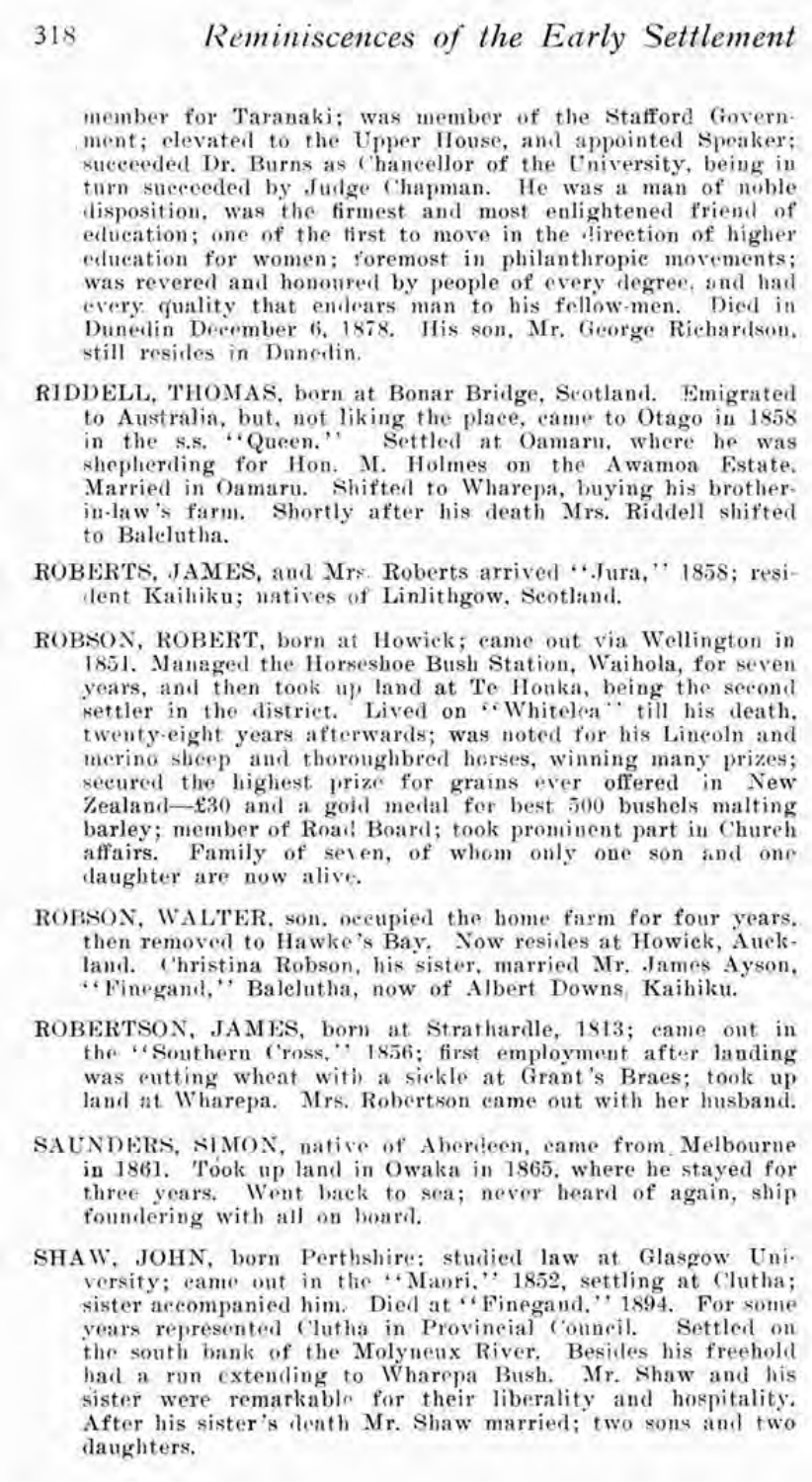member for Taranaki; was member of the Stafford Government; elevated to the Upper House, and appointed Speaker; succeeded Dr. Burns as Chancellor of the University, being in turn succeeded by Judge Chapman. He was a man of noble disposition, was the firmest and most enlightened friend of education; one of the first to move in the direction of higher education for women; foremost in philanthropic movements; was revered and honoured by people of every degree, and had every quality that endears man to his fellow-men. Died in Dunedin December 6, 1878. His son, Mr. George Richardson, still resides in Dunedin.

RIDDELL, THOMAS, born at Bonar Bridge, Scotland. Emigrated to Australia, but, not liking the place, came to Otago in 1858 in the s.s. "Queen." Settled at Oamaru, where he was shepherding for Hon. M. Holmes on the Awamoa Estate. Married in Oamaru. Shifted to Wharepa, buying his brother-in-law's farm. Shortly after his death Mrs. Riddell shifted to Balclutha.

ROBERTS, JAMES, and Mrs. Roberts arrived "Jura," 1858; resident Kaihiku; natives of Linlithgow, Scotland.

ROBSON, ROBERT, born at Howick; came out via Wellington in 1851. Managed the Horseshoe Bush Station, Waihola, for seven years, and then took up land at Te Houka, being the second settler in the district. Lived on "Whitelea" till his death, twenty-eight years afterwards; was noted for his Lincoln and merino sheep and thoroughbred horses, winning many prizes; secured the highest prize for grains ever offered in New Zealand—£30 and a gold medal for best 500 bushels malting barley; member of Road Board; took prominent part in Church affairs. Family of seven, of whom only one son and one daughter are now alive.

ROBSON, WALTER, son, occupied the home farm for four years, then removed to Hawke's Bay. Now resides at Howick, Auckland. Christina Robson, his sister, married Mr. James Ayson, "Finegand," Balclutha, now of Albert Downs, Kaihiku.

ROBERTSON, JAMES, born at Strathardle, 1813; came out in the "Southern Cross," 1856; first employment after landing was cutting wheat with a sickle at Grant's Braes; took up land at Wharepa. Mrs. Robertson came out with her husband.

SAUNDERS, SIMON, native of Aberdeen, came from Melbourne in 1861. Took up land in Owaka in 1865, where he stayed for three years. Went back to sea; never heard of again, ship foundering with all on board.

SHAW, JOHN, born Perthshire; studied law at Glasgow University; came out in the "Maori," 1852, settling at Clutha; sister accompanied him. Died at "Finegand," 1894. For some years represented Clutha in Provincial Council. Settled on the south bank of the Molyneux River. Besides his freehold had a run extending to Wharepa Bush. Mr. Shaw and his sister were remarkable for their liberality and hospitality. After his sister's death Mr. Shaw married; two sons and two daughters.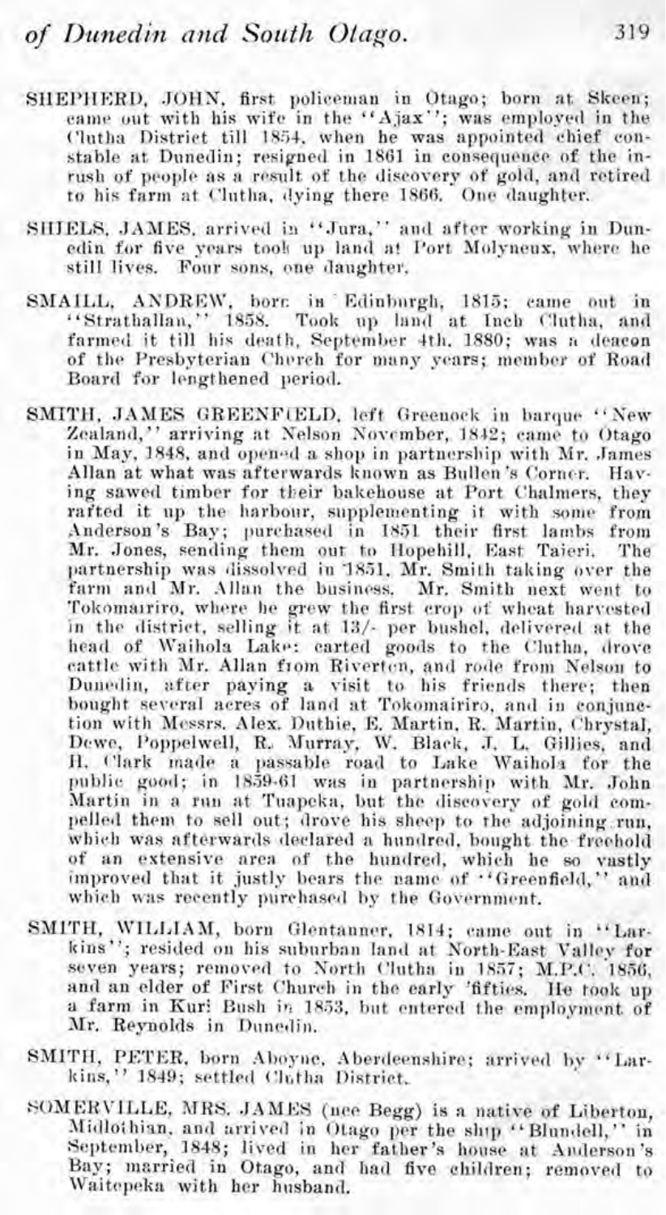SHEPHERD, JOHN, first policeman in Otago; born at Skeen; came out with his wife in the "Ajax"; was employed in the Clutha District till 1854, when he was appointed chief constable at Dunedin; resigned in 1861 in consequence of the inrush of people as a result of the discovery of gold, and retired to his farm at Clutha, dying there 1866. One daughter.

SHIELS, JAMES, arrived in "Jura," and after working in Dunedin for five years took up land at Port Molyneux, where he still lives. Four sons, one daughter.

SMAILL, ANDREW, born in Edinburgh, 1815; came out in "Strathallan," 1858. Took up land at Inch Clutha, and farmed it till his death, September 4th, 1880; was a deacon of the Presbyterian Church for many years; member of Road Board for lengthened period.

SMITH, JAMES GREENFIELD, left Greenock in barque "New Zealand," arriving at Nelson November, 1842; came to Otago in May, 1848, and opened a shop in partnership with Mr. James Allan at what was afterwards known as Bullen's Corner. Having sawed timber for their bakehouse at Port Chalmers, they rafted it up the harbour, supplementing it with some from Anderson's Bay; purchased in 1851 their first lambs from Mr. Jones, sending them out to Hopehill, East Taieri. The partnership was dissolved in 1851, Mr. Smith taking over the farm and Mr. Allan the business. Mr. Smith next went to Tokomairiro, where he grew the first crop of wheat harvested in the district, selling it at 13/- per bushel, delivered at the head of Waihola Lake: carted goods to the Clutha, drove cattle with Mr. Allan from Riverton, and rode from Nelson to Dunedin, after paying a visit to his friends there; then bought several acres of land at Tokomairiro, and in conjunction with Messrs. Alex. Duthie, E. Martin, R. Martin, Chrystal, Dewe, Poppelwell, R. Murray, W. Black, J. L. Gillies, and H. Clark made a passable road to Lake Waihola for the public good; in 1859-61 was in partnership with Mr. John Martin in a run at Tuapeka, but the discovery of gold compelled them to sell out; drove his sheep to the adjoining run, which was afterwards declared a hundred, bought the freehold of an extensive area of the hundred, which he so vastly improved that it justly bears the name of "Greenfield," and which was recently purchased by the Government.

SMITH, WILLIAM, born Glentanner, 1814; came out in "Larkins"; resided on his suburban land at North-East Valley for seven years; removed to North Clutha in 1857; M.P.C. 1856, and an elder of First Church in the early 'fifties. He took up a farm in Kuri Bush in 1853, but entered the employment of Mr. Reynolds in Dunedin.

SMITH, PETER, born Aboyne, Aberdeenshire; arrived by "Larkins," 1849; settled Clutha District.

SOMERVILLE, MRS. JAMES (nee Begg) is a native of Liberton, Midlothian, and arrived in Otago per the ship "Blundell," in September, 1848; lived in her father's house at Anderson's Bay; married in Otago, and had five children; removed to Waitepeka with her husband.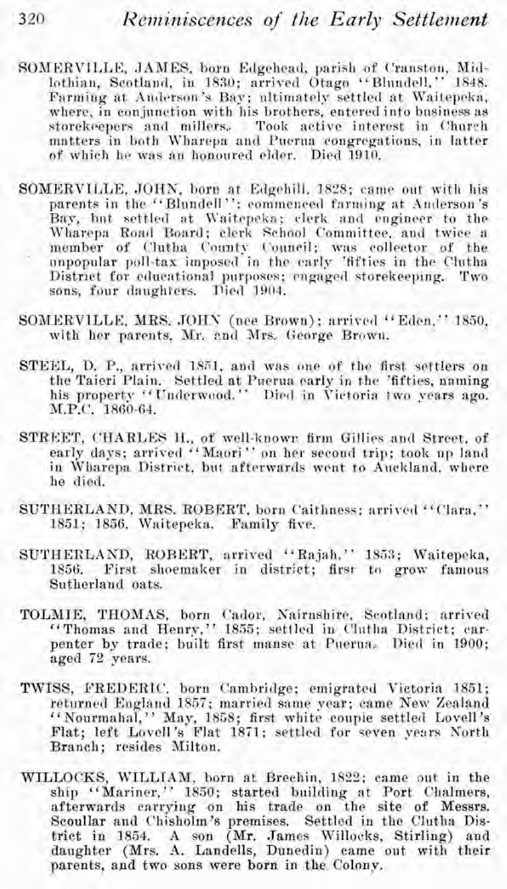SOMERVILLE, JAMES, born Edgehead, parish of Cranston, Midlothian, Scotland, in 1830; arrived Otago "Blundell," 1848. Farming at Anderson's Bay; ultimately settled at Waitepeka, where, in conjunction with his brothers, entered into business as storekeepers and millers. Took active interest in Church matters in both Wharepa and Puerua congregations, in latter of which he was an honoured elder. Died 1910.

SOMERVILLE, JOHN, born at Edgehill, 1828; came out with his parents in the "Blundell"; commenced farming at Anderson's Bay, but settled at Waitepeka; clerk and engineer to the Wharepa Road Board; clerk School Committee, and twice a member of Clutha County Council; was collector of the unpopular poll-tax imposed in the early 'fifties in the Clutha District for educational purposes; engaged storekeeping. Two sons, four daughters. Died 1904.

SOMERVILLE, MRS. JOHN (nee Brown); arrived "Eden," 1850, with her parents, Mr. and Mrs. George Brown.

STEEL, D. P., arrived 1851, and was one of the first settlers on the Taieri Plain. Settled at Puerua early in the 'fifties, naming his property "Underwood." Died in Victoria two years ago. M.P.C. 1860-64.

STREET, CHARLES H., of well-known firm Gillies and Street, of early days; arrived "Maori" on her second trip; took up land in Wharepa District, but afterwards went to Auckland, where he died.

SUTHERLAND, MRS. ROBERT, born Caithness; arrived "Clara," 1851; 1856, Waitepeka. Family five.

SUTHERLAND, ROBERT, arrived "Rajah," 1853; Waitepeka, 1856. First shoemaker in district; first to grow famous Sutherland oats.

TOLMIE, THOMAS, born Cador, Nairnshire, Scotland; arrived "Thomas and Henry," 1855; settled in Clutha District; carpenter by trade; built first manse at Puerua. Died in 1900; aged 72 years.

TWISS, FREDERIC, born Cambridge; emigrated Victoria 1851; returned England 1857; married same year; came New Zealand "Nourmahal," May, 1858; first white couple settled Lovell's Flat; left Lovell's Flat 1871; settled for seven years North Branch; resides Milton.

WILLOCKS, WILLIAM, born at Brechin, 1822; came out in the ship "Mariner," 1850; started building at Port Chalmers, afterwards carrying on his trade on the site of Messrs. Scoullar and Chisholm's premises. Settled in the Clutha District in 1854. A son (Mr. James Willocks, Stirling) and daughter (Mrs. A. Landells, Dunedin) came out with their parents, and two sons were born in the Colony.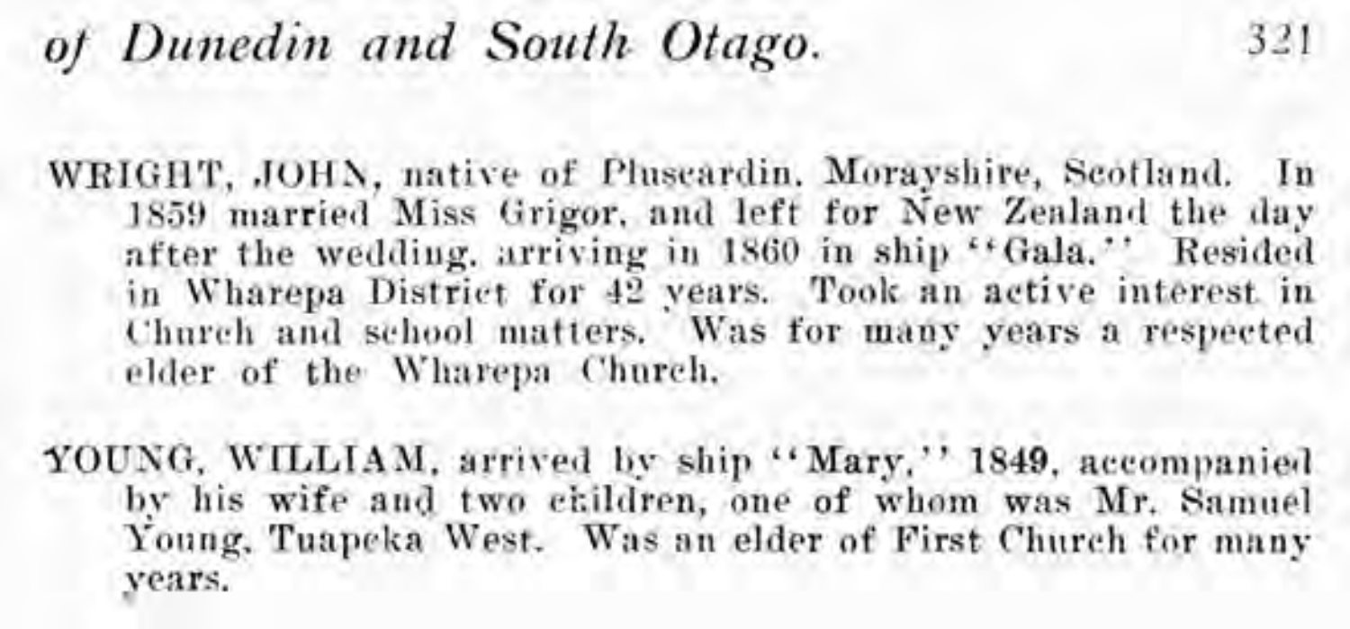WRIGHT, JOHN, native of Pluscardin, Morayshire, Scotland. In 1859 married Miss Grigor, and left for New Zealand the day after the wedding, arriving in 1860 in ship "Gala." Resided in Wharepa District for 42 years. Took an active interest in Church and school matters. Was for many years a respected elder of the Wharepa Church.

YOUNG, WILLIAM, arrived by ship "Mary," 1849, accompanied by his wife and two children, one of whom was Mr. Samuel Young, Tuapeka West. Was an elder of First Church for many years.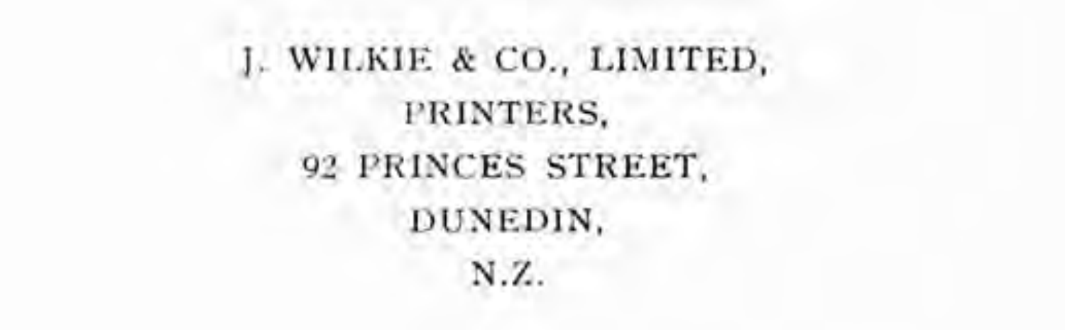J. WILKIE & CO., LIMITED,
PRINTERS,
92 PRINCES STREET,
DUNEDIN,
N.Z.